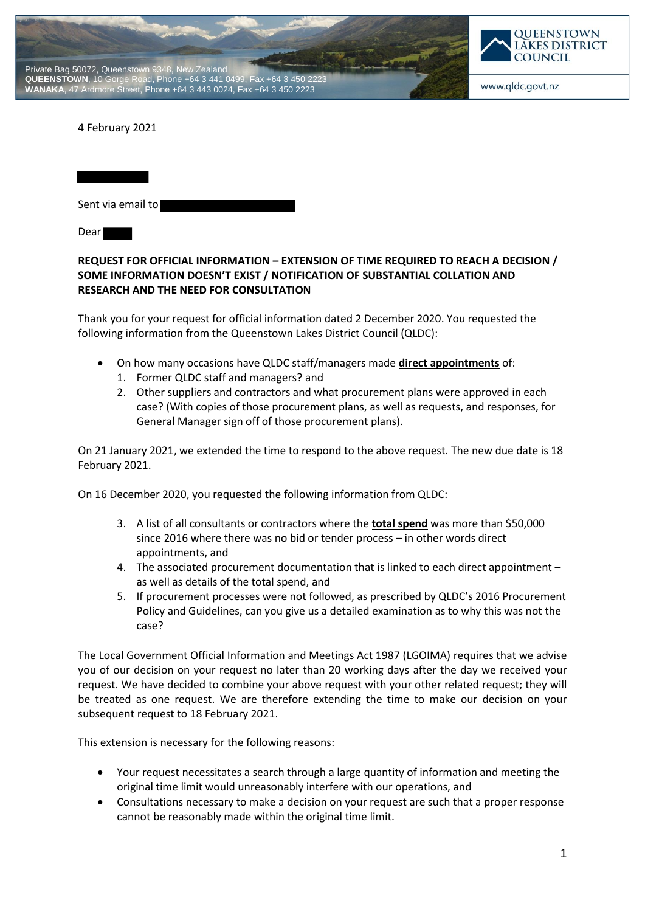Private Bag 50072, Queenstown 9348, New Zealand
**QUEENSTOWN**, 10 Gorge Road, Phone +64 3 441 0499, Fax +64 3 450 2223
**WANAKA**, 47 Ardmore Street, Phone +64 3 443 0024, Fax +64 3 450 2223

QUEENSTOWN LAKES DISTRICT COUNCIL

www.qldc.govt.nz

4 February 2021

Sent via email to

Dear

**REQUEST FOR OFFICIAL INFORMATION – EXTENSION OF TIME REQUIRED TO REACH A DECISION / SOME INFORMATION DOESN'T EXIST / NOTIFICATION OF SUBSTANTIAL COLLATION AND RESEARCH AND THE NEED FOR CONSULTATION**

Thank you for your request for official information dated 2 December 2020. You requested the following information from the Queenstown Lakes District Council (QLDC):

- On how many occasions have QLDC staff/managers made **direct appointments** of:
  1. Former QLDC staff and managers? and
  2. Other suppliers and contractors and what procurement plans were approved in each case? (With copies of those procurement plans, as well as requests, and responses, for General Manager sign off of those procurement plans).

On 21 January 2021, we extended the time to respond to the above request. The new due date is 18 February 2021.

On 16 December 2020, you requested the following information from QLDC:

3. A list of all consultants or contractors where the **total spend** was more than $50,000 since 2016 where there was no bid or tender process – in other words direct appointments, and
4. The associated procurement documentation that is linked to each direct appointment – as well as details of the total spend, and
5. If procurement processes were not followed, as prescribed by QLDC's 2016 Procurement Policy and Guidelines, can you give us a detailed examination as to why this was not the case?

The Local Government Official Information and Meetings Act 1987 (LGOIMA) requires that we advise you of our decision on your request no later than 20 working days after the day we received your request. We have decided to combine your above request with your other related request; they will be treated as one request. We are therefore extending the time to make our decision on your subsequent request to 18 February 2021.

This extension is necessary for the following reasons:

- Your request necessitates a search through a large quantity of information and meeting the original time limit would unreasonably interfere with our operations, and
- Consultations necessary to make a decision on your request are such that a proper response cannot be reasonably made within the original time limit.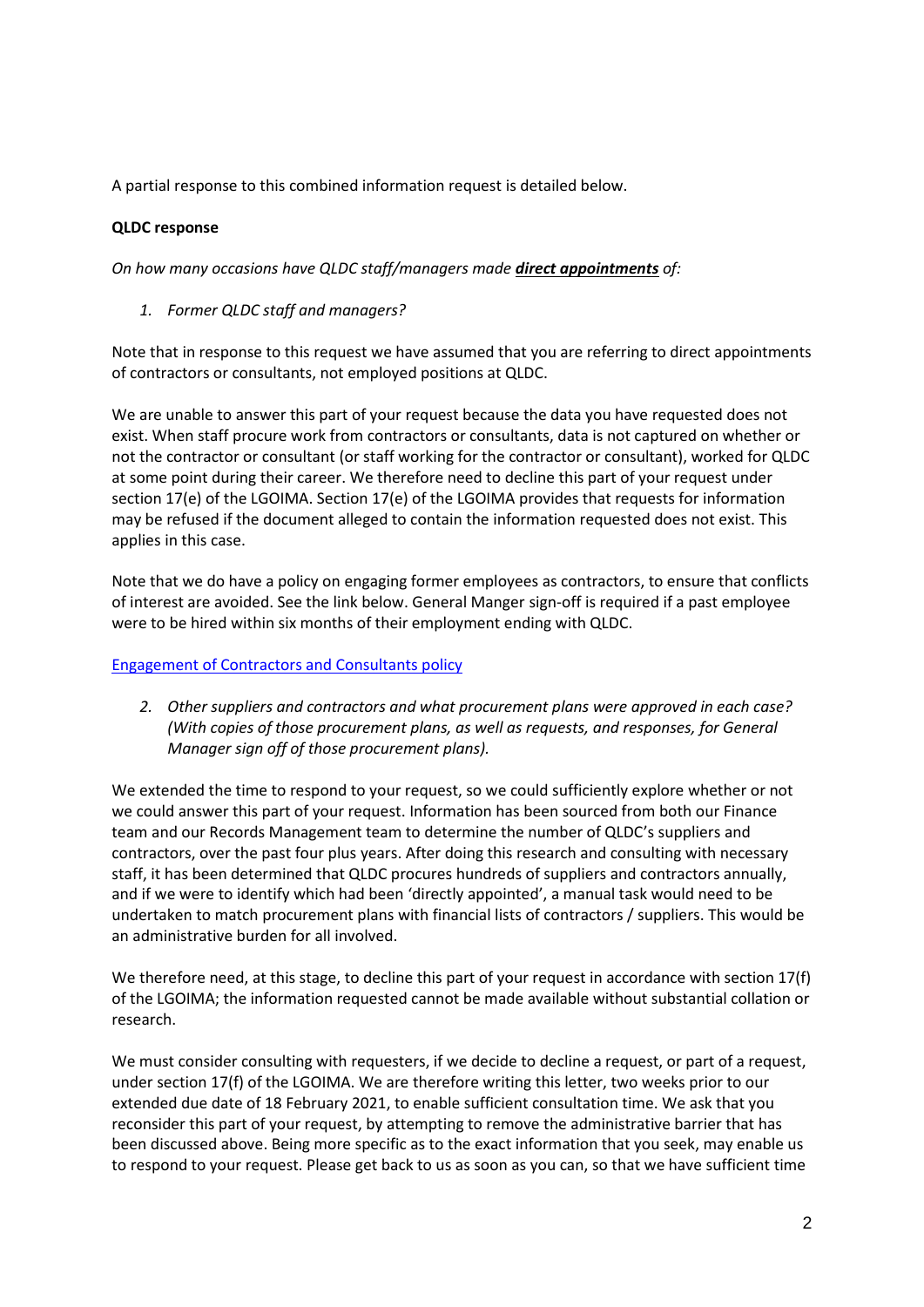A partial response to this combined information request is detailed below.

**QLDC response**

*On how many occasions have QLDC staff/managers made **direct appointments** of:*

1. *Former QLDC staff and managers?*

Note that in response to this request we have assumed that you are referring to direct appointments of contractors or consultants, not employed positions at QLDC.

We are unable to answer this part of your request because the data you have requested does not exist. When staff procure work from contractors or consultants, data is not captured on whether or not the contractor or consultant (or staff working for the contractor or consultant), worked for QLDC at some point during their career. We therefore need to decline this part of your request under section 17(e) of the LGOIMA. Section 17(e) of the LGOIMA provides that requests for information may be refused if the document alleged to contain the information requested does not exist. This applies in this case.

Note that we do have a policy on engaging former employees as contractors, to ensure that conflicts of interest are avoided. See the link below. General Manger sign-off is required if a past employee were to be hired within six months of their employment ending with QLDC.

[Engagement of Contractors and Consultants policy]

2. *Other suppliers and contractors and what procurement plans were approved in each case? (With copies of those procurement plans, as well as requests, and responses, for General Manager sign off of those procurement plans).*

We extended the time to respond to your request, so we could sufficiently explore whether or not we could answer this part of your request. Information has been sourced from both our Finance team and our Records Management team to determine the number of QLDC's suppliers and contractors, over the past four plus years. After doing this research and consulting with necessary staff, it has been determined that QLDC procures hundreds of suppliers and contractors annually, and if we were to identify which had been 'directly appointed', a manual task would need to be undertaken to match procurement plans with financial lists of contractors / suppliers. This would be an administrative burden for all involved.

We therefore need, at this stage, to decline this part of your request in accordance with section 17(f) of the LGOIMA; the information requested cannot be made available without substantial collation or research.

We must consider consulting with requesters, if we decide to decline a request, or part of a request, under section 17(f) of the LGOIMA. We are therefore writing this letter, two weeks prior to our extended due date of 18 February 2021, to enable sufficient consultation time. We ask that you reconsider this part of your request, by attempting to remove the administrative barrier that has been discussed above. Being more specific as to the exact information that you seek, may enable us to respond to your request. Please get back to us as soon as you can, so that we have sufficient time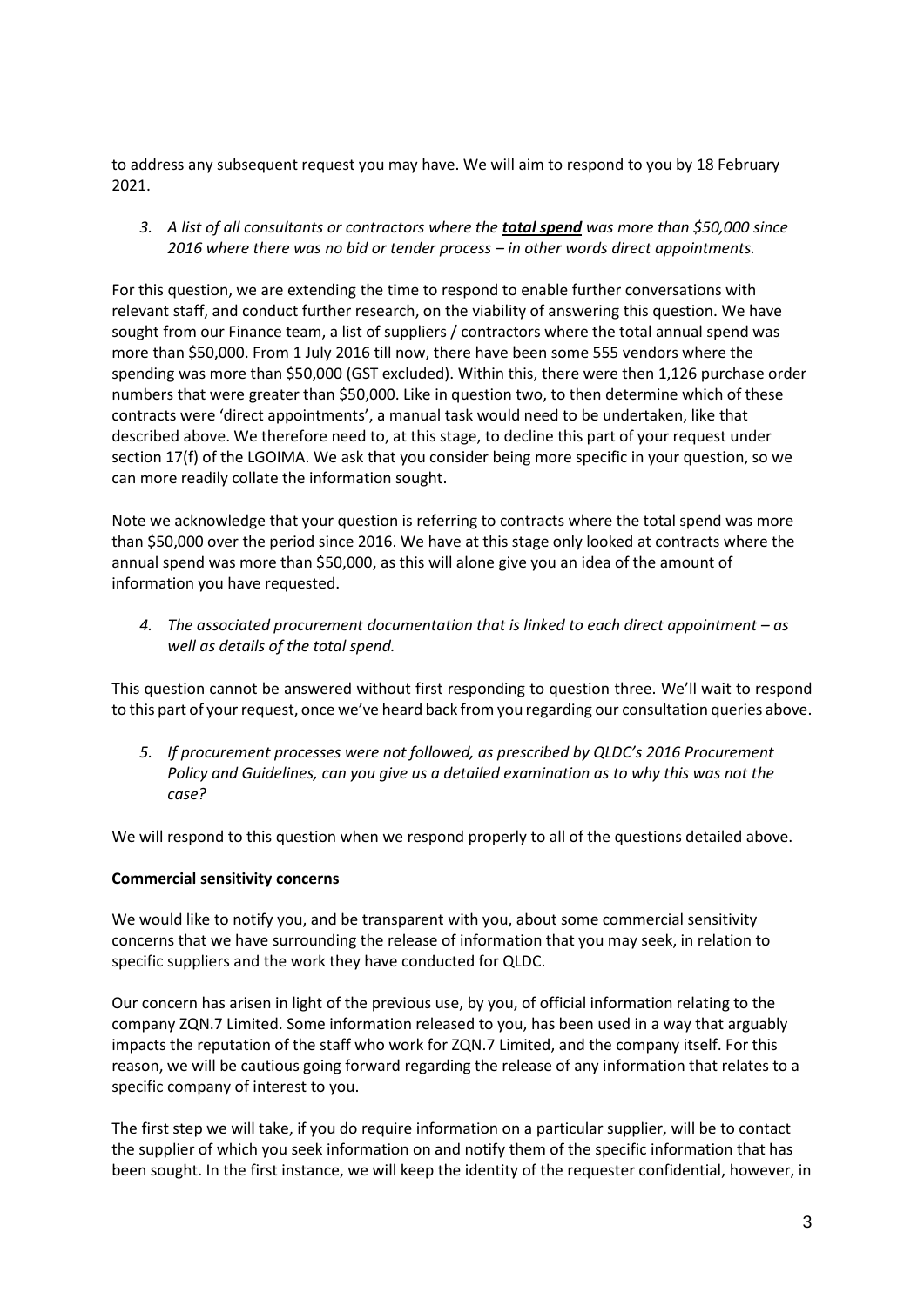to address any subsequent request you may have. We will aim to respond to you by 18 February 2021.

3. *A list of all consultants or contractors where the* ***total spend*** *was more than $50,000 since 2016 where there was no bid or tender process – in other words direct appointments.*

For this question, we are extending the time to respond to enable further conversations with relevant staff, and conduct further research, on the viability of answering this question. We have sought from our Finance team, a list of suppliers / contractors where the total annual spend was more than $50,000. From 1 July 2016 till now, there have been some 555 vendors where the spending was more than $50,000 (GST excluded). Within this, there were then 1,126 purchase order numbers that were greater than $50,000. Like in question two, to then determine which of these contracts were 'direct appointments', a manual task would need to be undertaken, like that described above. We therefore need to, at this stage, to decline this part of your request under section 17(f) of the LGOIMA. We ask that you consider being more specific in your question, so we can more readily collate the information sought.

Note we acknowledge that your question is referring to contracts where the total spend was more than $50,000 over the period since 2016. We have at this stage only looked at contracts where the annual spend was more than $50,000, as this will alone give you an idea of the amount of information you have requested.

4. *The associated procurement documentation that is linked to each direct appointment – as well as details of the total spend.*

This question cannot be answered without first responding to question three. We'll wait to respond to this part of your request, once we've heard back from you regarding our consultation queries above.

5. *If procurement processes were not followed, as prescribed by QLDC's 2016 Procurement Policy and Guidelines, can you give us a detailed examination as to why this was not the case?*

We will respond to this question when we respond properly to all of the questions detailed above.

**Commercial sensitivity concerns**

We would like to notify you, and be transparent with you, about some commercial sensitivity concerns that we have surrounding the release of information that you may seek, in relation to specific suppliers and the work they have conducted for QLDC.

Our concern has arisen in light of the previous use, by you, of official information relating to the company ZQN.7 Limited. Some information released to you, has been used in a way that arguably impacts the reputation of the staff who work for ZQN.7 Limited, and the company itself. For this reason, we will be cautious going forward regarding the release of any information that relates to a specific company of interest to you.

The first step we will take, if you do require information on a particular supplier, will be to contact the supplier of which you seek information on and notify them of the specific information that has been sought. In the first instance, we will keep the identity of the requester confidential, however, in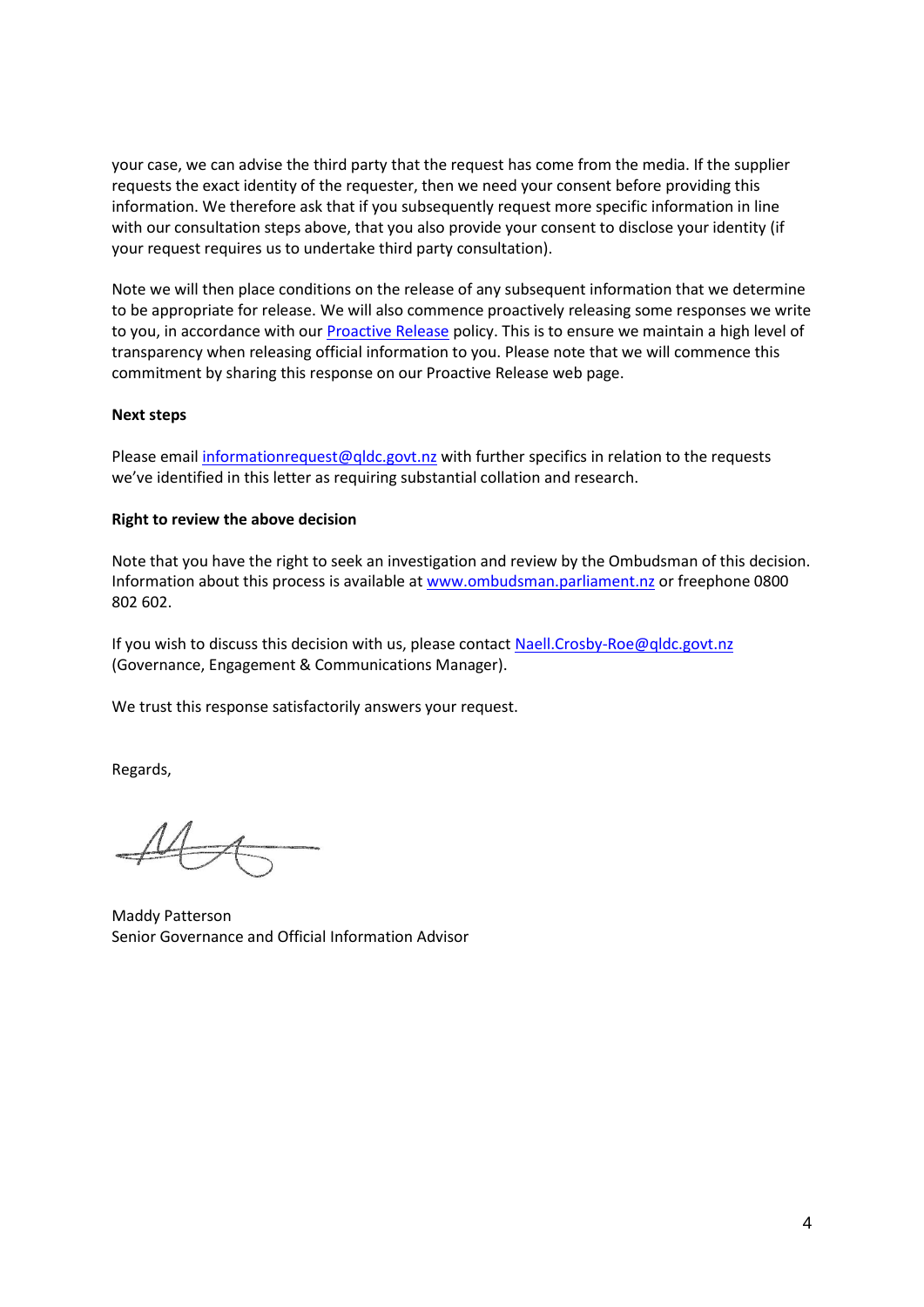your case, we can advise the third party that the request has come from the media. If the supplier requests the exact identity of the requester, then we need your consent before providing this information. We therefore ask that if you subsequently request more specific information in line with our consultation steps above, that you also provide your consent to disclose your identity (if your request requires us to undertake third party consultation).

Note we will then place conditions on the release of any subsequent information that we determine to be appropriate for release. We will also commence proactively releasing some responses we write to you, in accordance with our Proactive Release policy. This is to ensure we maintain a high level of transparency when releasing official information to you. Please note that we will commence this commitment by sharing this response on our Proactive Release web page.

**Next steps**

Please email informationrequest@qldc.govt.nz with further specifics in relation to the requests we've identified in this letter as requiring substantial collation and research.

**Right to review the above decision**

Note that you have the right to seek an investigation and review by the Ombudsman of this decision. Information about this process is available at www.ombudsman.parliament.nz or freephone 0800 802 602.

If you wish to discuss this decision with us, please contact Naell.Crosby-Roe@qldc.govt.nz (Governance, Engagement & Communications Manager).

We trust this response satisfactorily answers your request.

Regards,

Maddy Patterson
Senior Governance and Official Information Advisor